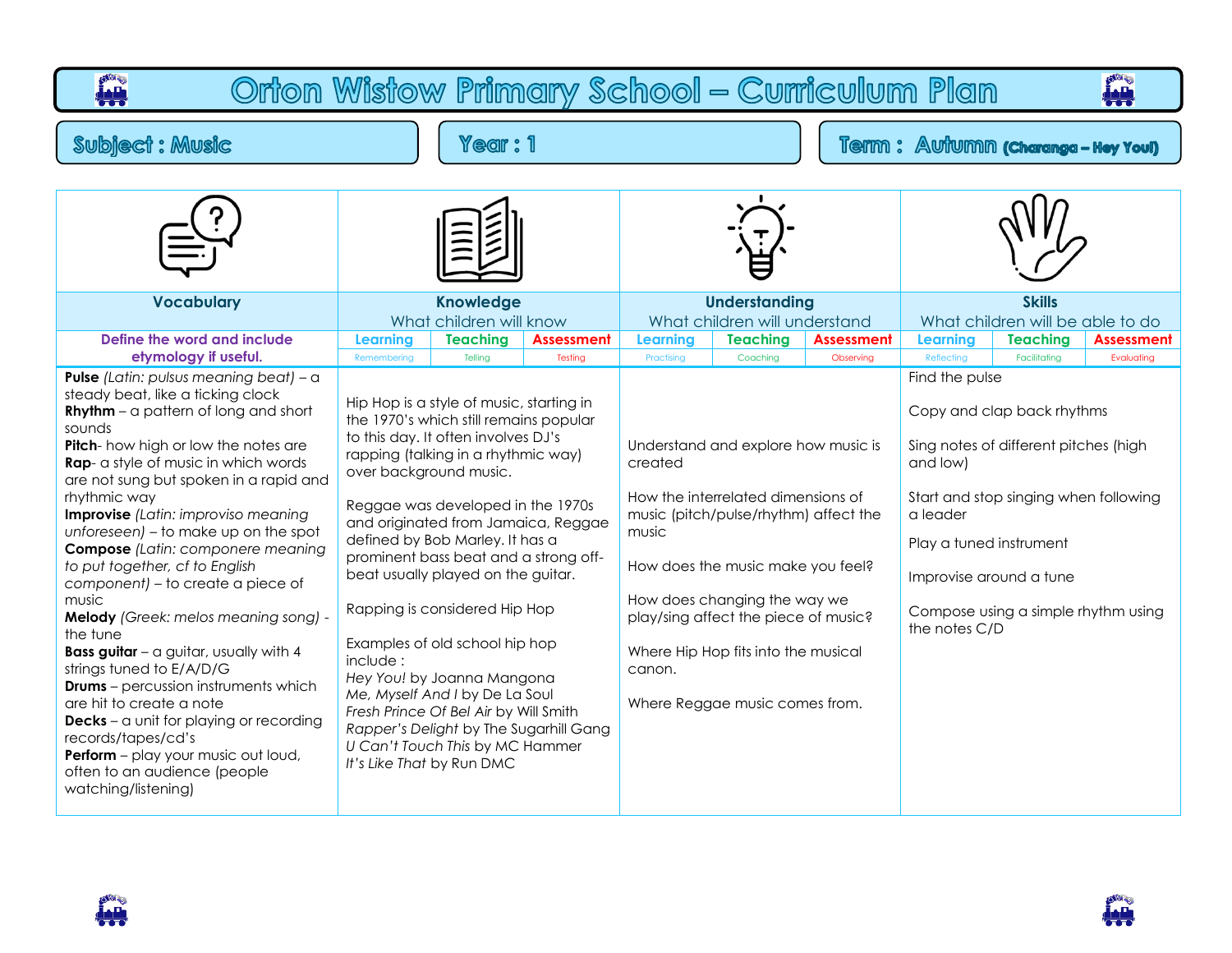# Orton Wistow Primary School – Curriculum Plan

**Subject : Music** | **Year : 1** | **Term : Autumn (Charanga – Hey You!)**

| Vocabulary | Knowledge | | | Understanding | | | Skills | | |
|---|---|---|---|---|---|---|---|---|---|
| | What children will know | | | What children will understand | | | What children will be able to do | | |
| Define the word and include etymology if useful. | Learning | Teaching | Assessment | Learning | Teaching | Assessment | Learning | Teaching | Assessment |
| | Remembering | Telling | Testing | Practising | Coaching | Observing | Reflecting | Facilitating | Evaluating |
| **Pulse** *(Latin: pulsus meaning beat)* – a steady beat, like a ticking clock<br>**Rhythm** – a pattern of long and short sounds<br>**Pitch**- how high or low the notes are<br>**Rap**- a style of music in which words are not sung but spoken in a rapid and rhythmic way<br>**Improvise** *(Latin: improviso meaning unforeseen)* – to make up on the spot<br>**Compose** *(Latin: componere meaning to put together, cf to English component)* – to create a piece of music<br>**Melody** *(Greek: melos meaning song)* - the tune<br>**Bass guitar** – a guitar, usually with 4 strings tuned to E/A/D/G<br>**Drums** – percussion instruments which are hit to create a note<br>**Decks** – a unit for playing or recording records/tapes/cd's<br>**Perform** – play your music out loud, often to an audience (people watching/listening) | Hip Hop is a style of music, starting in the 1970's which still remains popular to this day. It often involves DJ's rapping (talking in a rhythmic way) over background music.<br><br>Reggae was developed in the 1970s and originated from Jamaica, Reggae defined by Bob Marley. It has a prominent bass beat and a strong off-beat usually played on the guitar.<br><br>Rapping is considered Hip Hop<br><br>Examples of old school hip hop include :<br>*Hey You!* by Joanna Mangona<br>*Me, Myself And I* by De La Soul<br>*Fresh Prince Of Bel Air* by Will Smith<br>*Rapper's Delight* by The Sugarhill Gang<br>*U Can't Touch This* by MC Hammer<br>*It's Like That* by Run DMC | | | Understand and explore how music is created<br><br>How the interrelated dimensions of music (pitch/pulse/rhythm) affect the music<br><br>How does the music make you feel?<br><br>How does changing the way we play/sing affect the piece of music?<br><br>Where Hip Hop fits into the musical canon.<br><br>Where Reggae music comes from. | | | Find the pulse<br><br>Copy and clap back rhythms<br><br>Sing notes of different pitches (high and low)<br><br>Start and stop singing when following a leader<br><br>Play a tuned instrument<br><br>Improvise around a tune<br><br>Compose using a simple rhythm using the notes C/D | | |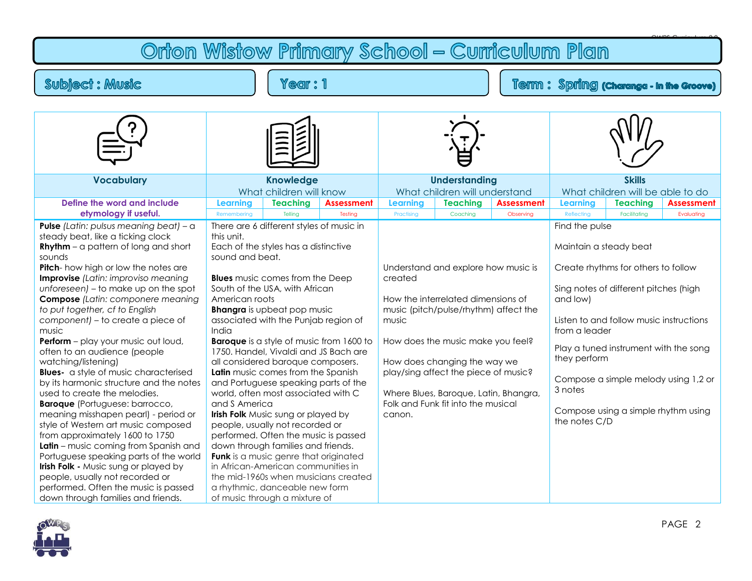# Orton Wistow Primary School – Curriculum Plan

**Subject : Music** | **Year : 1** | **Term : Spring (Charanga - In the Groove)**

| Vocabulary | Knowledge<br>What children will know | | | Understanding<br>What children will understand | | | Skills<br>What children will be able to do | | |
|---|---|---|---|---|---|---|---|---|---|
| **Define the word and include etymology if useful.** | Learning<br>Remembering | Teaching<br>Telling | Assessment<br>Testing | Learning<br>Practising | Teaching<br>Coaching | Assessment<br>Observing | Learning<br>Reflecting | Teaching<br>Facilitating | Assessment<br>Evaluating |
| **Pulse** *(Latin: pulsus meaning beat)* – a steady beat, like a ticking clock<br>**Rhythm** – a pattern of long and short sounds<br>**Pitch**- how high or low the notes are<br>**Improvise** *(Latin: improviso meaning unforeseen)* – to make up on the spot<br>**Compose** *(Latin: componere meaning to put together, cf to English component)* – to create a piece of music<br>**Perform** – play your music out loud, often to an audience (people watching/listening)<br>**Blues-** a style of music characterised by its harmonic structure and the notes used to create the melodies.<br>**Baroque** (Portuguese: barrocco, meaning misshapen pearl) - period or style of Western art music composed from approximately 1600 to 1750<br>**Latin** – music coming from Spanish and Portuguese speaking parts of the world<br>**Irish Folk -** Music sung or played by people, usually not recorded or performed. Often the music is passed down through families and friends. | There are 6 different styles of music in this unit.<br>Each of the styles has a distinctive sound and beat.<br><br>**Blues** music comes from the Deep South of the USA, with African American roots<br>**Bhangra** is upbeat pop music associated with the Punjab region of India<br>**Baroque** is a style of music from 1600 to 1750. Handel, Vivaldi and JS Bach are all considered baroque composers.<br>**Latin** music comes from the Spanish and Portuguese speaking parts of the world, often most associated with C and S America<br>**Irish Folk** Music sung or played by people, usually not recorded or performed. Often the music is passed down through families and friends.<br>**Funk** is a music genre that originated in African-American communities in the mid-1960s when musicians created a rhythmic, danceable new form of music through a mixture of | | | Understand and explore how music is created<br><br>How the interrelated dimensions of music (pitch/pulse/rhythm) affect the music<br><br>How does the music make you feel?<br><br>How does changing the way we play/sing affect the piece of music?<br><br>Where Blues, Baroque, Latin, Bhangra, Folk and Funk fit into the musical canon. | | | Find the pulse<br><br>Maintain a steady beat<br><br>Create rhythms for others to follow<br><br>Sing notes of different pitches (high and low)<br><br>Listen to and follow music instructions from a leader<br><br>Play a tuned instrument with the song they perform<br><br>Compose a simple melody using 1,2 or 3 notes<br><br>Compose using a simple rhythm using the notes C/D | | |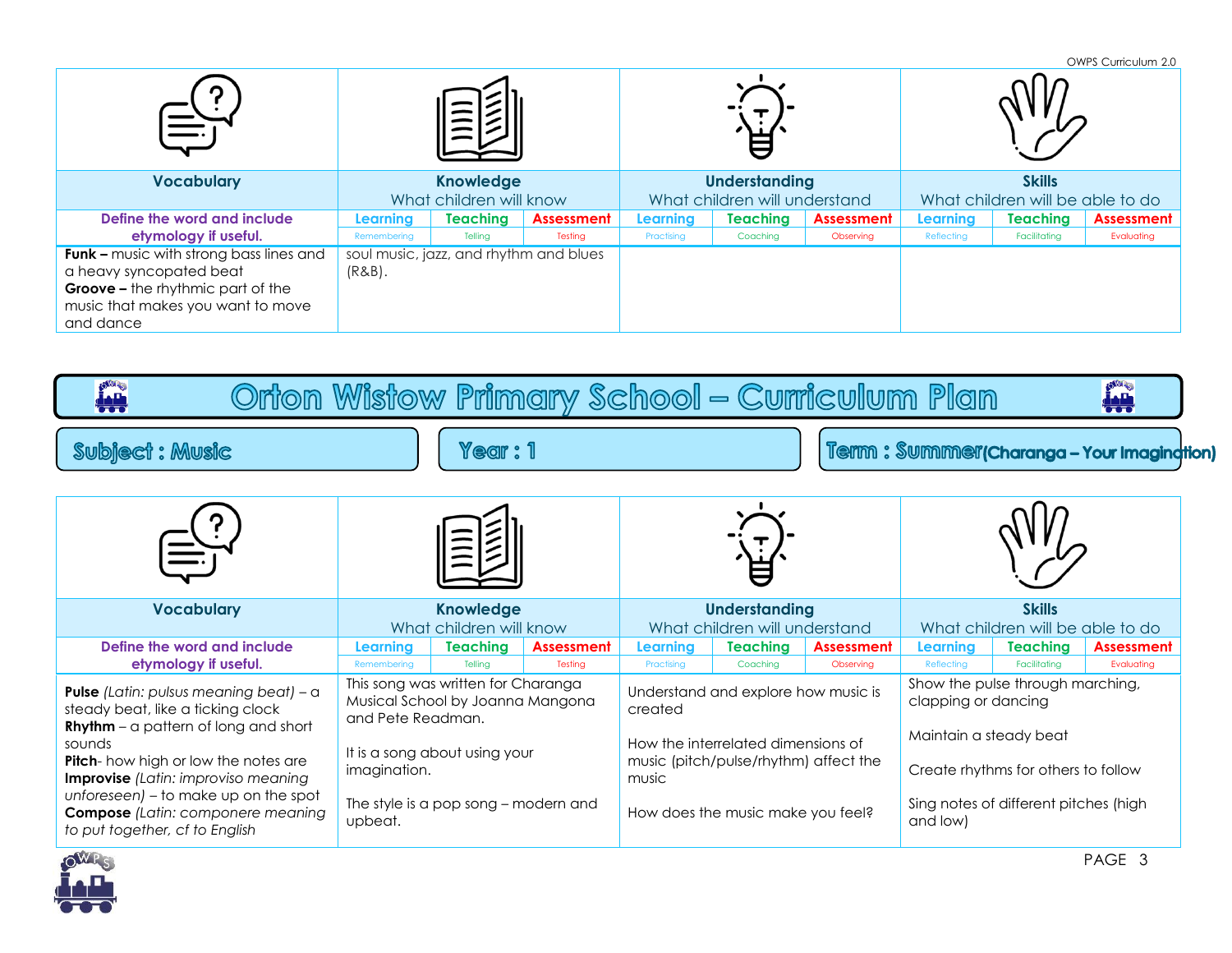| Vocabulary | Knowledge<br>What children will know | | | Understanding<br>What children will understand | | | Skills<br>What children will be able to do | | |
|---|---|---|---|---|---|---|---|---|---|
| Define the word and include etymology if useful. | Learning<br>Remembering | Teaching<br>Telling | Assessment<br>Testing | Learning<br>Practising | Teaching<br>Coaching | Assessment<br>Observing | Learning<br>Reflecting | Teaching<br>Facilitating | Assessment<br>Evaluating |
| **Funk –** music with strong bass lines and a heavy syncopated beat<br>**Groove –** the rhythmic part of the music that makes you want to move and dance | soul music, jazz, and rhythm and blues (R&B). | | | | | | | | |

# Orton Wistow Primary School – Curriculum Plan

**Subject : Music** | **Year : 1** | **Term : Summer (Charanga – Your Imagination)**

| Vocabulary | Knowledge<br>What children will know | | | Understanding<br>What children will understand | | | Skills<br>What children will be able to do | | |
|---|---|---|---|---|---|---|---|---|---|
| Define the word and include etymology if useful. | Learning<br>Remembering | Teaching<br>Telling | Assessment<br>Testing | Learning<br>Practising | Teaching<br>Coaching | Assessment<br>Observing | Learning<br>Reflecting | Teaching<br>Facilitating | Assessment<br>Evaluating |
| **Pulse** *(Latin: pulsus meaning beat)* – a steady beat, like a ticking clock<br>**Rhythm** – a pattern of long and short sounds<br>**Pitch**- how high or low the notes are<br>**Improvise** *(Latin: improviso meaning unforeseen)* – to make up on the spot<br>**Compose** *(Latin: componere meaning to put together, cf to English* | This song was written for Charanga Musical School by Joanna Mangona and Pete Readman.<br><br>It is a song about using your imagination.<br><br>The style is a pop song – modern and upbeat. | | | Understand and explore how music is created<br><br>How the interrelated dimensions of music (pitch/pulse/rhythm) affect the music<br><br>How does the music make you feel? | | | Show the pulse through marching, clapping or dancing<br><br>Maintain a steady beat<br><br>Create rhythms for others to follow<br><br>Sing notes of different pitches (high and low) | | |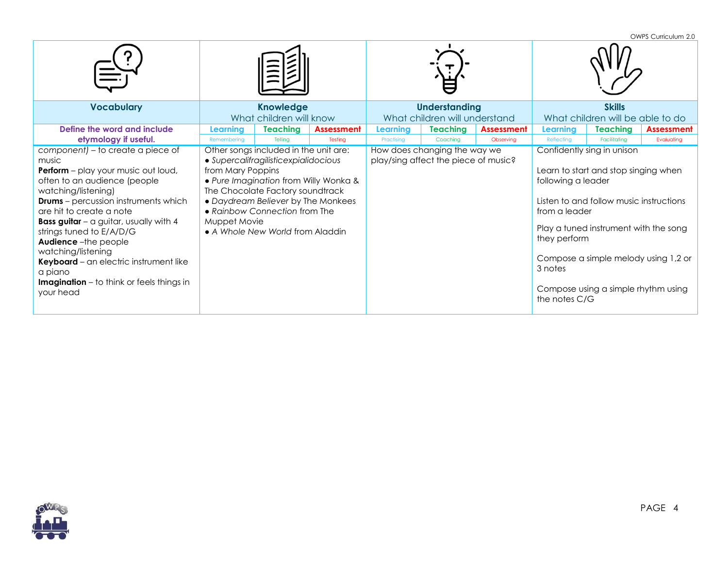| Vocabulary | Knowledge What children will know | | | Understanding What children will understand | | | Skills What children will be able to do | | |
|---|---|---|---|---|---|---|---|---|---|
| Define the word and include etymology if useful. | Learning Remembering | Teaching Telling | Assessment Testing | Learning Practising | Teaching Coaching | Assessment Observing | Learning Reflecting | Teaching Facilitating | Assessment Evaluating |
| *component)* – to create a piece of music<br>**Perform** – play your music out loud, often to an audience (people watching/listening)<br>**Drums** – percussion instruments which are hit to create a note<br>**Bass guitar** – a guitar, usually with 4 strings tuned to E/A/D/G<br>**Audience** –the people watching/listening<br>**Keyboard** – an electric instrument like a piano<br>**Imagination** – to think or feels things in your head | Other songs included in the unit are:<br>● *Supercalifragilisticexpialidocious* from Mary Poppins<br>● *Pure Imagination* from Willy Wonka & The Chocolate Factory soundtrack<br>● *Daydream Believer* by The Monkees<br>● *Rainbow Connection* from The Muppet Movie<br>● *A Whole New World* from Aladdin | | | How does changing the way we play/sing affect the piece of music? | | | Confidently sing in unison<br><br>Learn to start and stop singing when following a leader<br><br>Listen to and follow music instructions from a leader<br><br>Play a tuned instrument with the song they perform<br><br>Compose a simple melody using 1,2 or 3 notes<br><br>Compose using a simple rhythm using the notes C/G | | |